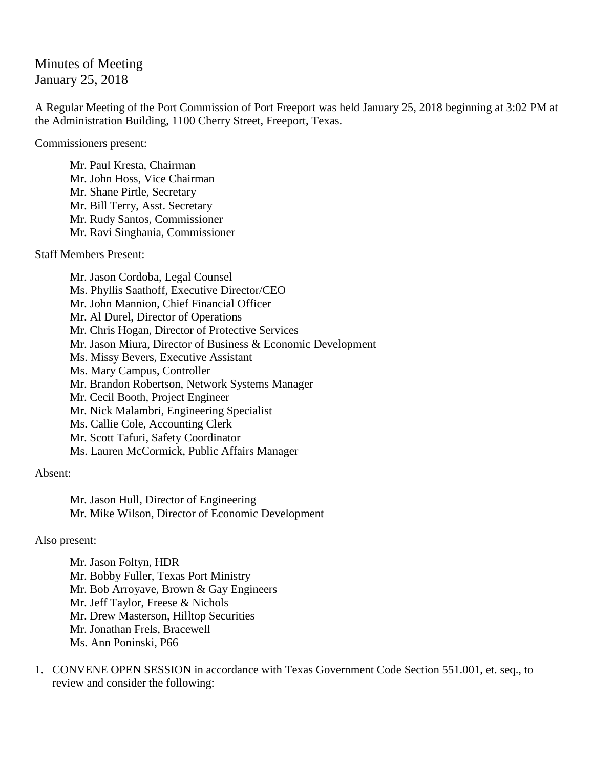# Minutes of Meeting
January 25, 2018

A Regular Meeting of the Port Commission of Port Freeport was held January 25, 2018 beginning at 3:02 PM at the Administration Building, 1100 Cherry Street, Freeport, Texas.

Commissioners present:

- Mr. Paul Kresta, Chairman
- Mr. John Hoss, Vice Chairman
- Mr. Shane Pirtle, Secretary
- Mr. Bill Terry, Asst. Secretary
- Mr. Rudy Santos, Commissioner
- Mr. Ravi Singhania, Commissioner

Staff Members Present:

- Mr. Jason Cordoba, Legal Counsel
- Ms. Phyllis Saathoff, Executive Director/CEO
- Mr. John Mannion, Chief Financial Officer
- Mr. Al Durel, Director of Operations
- Mr. Chris Hogan, Director of Protective Services
- Mr. Jason Miura, Director of Business & Economic Development
- Ms. Missy Bevers, Executive Assistant
- Ms. Mary Campus, Controller
- Mr. Brandon Robertson, Network Systems Manager
- Mr. Cecil Booth, Project Engineer
- Mr. Nick Malambri, Engineering Specialist
- Ms. Callie Cole, Accounting Clerk
- Mr. Scott Tafuri, Safety Coordinator
- Ms. Lauren McCormick, Public Affairs Manager

Absent:

- Mr. Jason Hull, Director of Engineering
- Mr. Mike Wilson, Director of Economic Development

Also present:

- Mr. Jason Foltyn, HDR
- Mr. Bobby Fuller, Texas Port Ministry
- Mr. Bob Arroyave, Brown & Gay Engineers
- Mr. Jeff Taylor, Freese & Nichols
- Mr. Drew Masterson, Hilltop Securities
- Mr. Jonathan Frels, Bracewell
- Ms. Ann Poninski, P66

1. CONVENE OPEN SESSION in accordance with Texas Government Code Section 551.001, et. seq., to review and consider the following: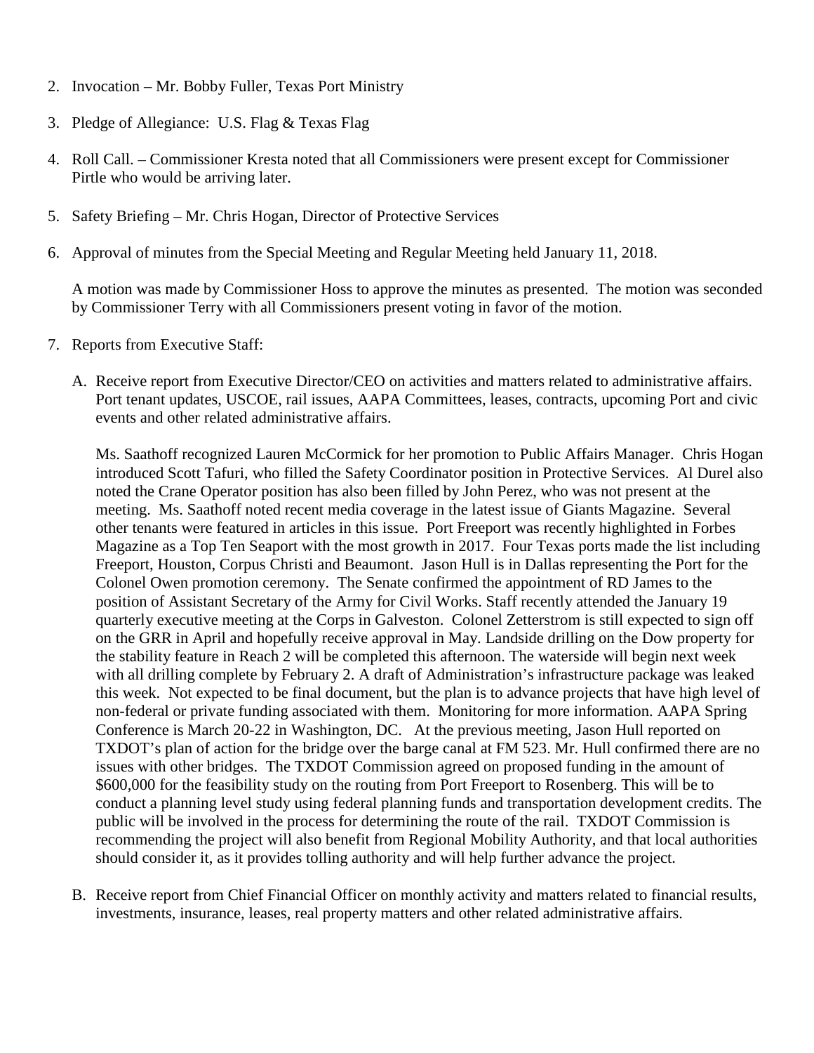2. Invocation – Mr. Bobby Fuller, Texas Port Ministry

3. Pledge of Allegiance: U.S. Flag & Texas Flag

4. Roll Call. – Commissioner Kresta noted that all Commissioners were present except for Commissioner Pirtle who would be arriving later.

5. Safety Briefing – Mr. Chris Hogan, Director of Protective Services

6. Approval of minutes from the Special Meeting and Regular Meeting held January 11, 2018.

   A motion was made by Commissioner Hoss to approve the minutes as presented. The motion was seconded by Commissioner Terry with all Commissioners present voting in favor of the motion.

7. Reports from Executive Staff:

   A. Receive report from Executive Director/CEO on activities and matters related to administrative affairs. Port tenant updates, USCOE, rail issues, AAPA Committees, leases, contracts, upcoming Port and civic events and other related administrative affairs.

      Ms. Saathoff recognized Lauren McCormick for her promotion to Public Affairs Manager. Chris Hogan introduced Scott Tafuri, who filled the Safety Coordinator position in Protective Services. Al Durel also noted the Crane Operator position has also been filled by John Perez, who was not present at the meeting. Ms. Saathoff noted recent media coverage in the latest issue of Giants Magazine. Several other tenants were featured in articles in this issue. Port Freeport was recently highlighted in Forbes Magazine as a Top Ten Seaport with the most growth in 2017. Four Texas ports made the list including Freeport, Houston, Corpus Christi and Beaumont. Jason Hull is in Dallas representing the Port for the Colonel Owen promotion ceremony. The Senate confirmed the appointment of RD James to the position of Assistant Secretary of the Army for Civil Works. Staff recently attended the January 19 quarterly executive meeting at the Corps in Galveston. Colonel Zetterstrom is still expected to sign off on the GRR in April and hopefully receive approval in May. Landside drilling on the Dow property for the stability feature in Reach 2 will be completed this afternoon. The waterside will begin next week with all drilling complete by February 2. A draft of Administration's infrastructure package was leaked this week. Not expected to be final document, but the plan is to advance projects that have high level of non-federal or private funding associated with them. Monitoring for more information. AAPA Spring Conference is March 20-22 in Washington, DC. At the previous meeting, Jason Hull reported on TXDOT's plan of action for the bridge over the barge canal at FM 523. Mr. Hull confirmed there are no issues with other bridges. The TXDOT Commission agreed on proposed funding in the amount of $600,000 for the feasibility study on the routing from Port Freeport to Rosenberg. This will be to conduct a planning level study using federal planning funds and transportation development credits. The public will be involved in the process for determining the route of the rail. TXDOT Commission is recommending the project will also benefit from Regional Mobility Authority, and that local authorities should consider it, as it provides tolling authority and will help further advance the project.

   B. Receive report from Chief Financial Officer on monthly activity and matters related to financial results, investments, insurance, leases, real property matters and other related administrative affairs.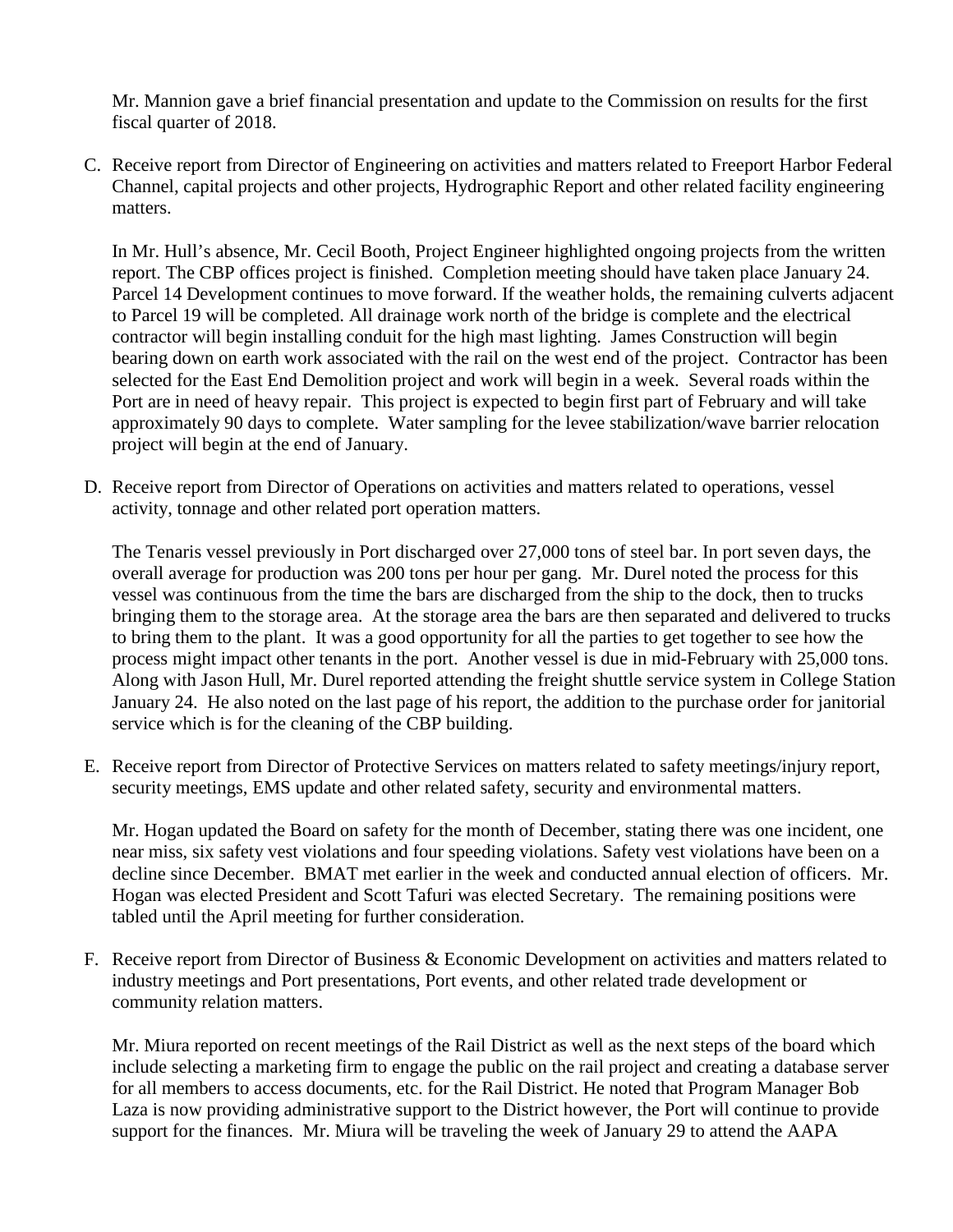Mr. Mannion gave a brief financial presentation and update to the Commission on results for the first fiscal quarter of 2018.

C. Receive report from Director of Engineering on activities and matters related to Freeport Harbor Federal Channel, capital projects and other projects, Hydrographic Report and other related facility engineering matters.

   In Mr. Hull's absence, Mr. Cecil Booth, Project Engineer highlighted ongoing projects from the written report. The CBP offices project is finished. Completion meeting should have taken place January 24. Parcel 14 Development continues to move forward. If the weather holds, the remaining culverts adjacent to Parcel 19 will be completed. All drainage work north of the bridge is complete and the electrical contractor will begin installing conduit for the high mast lighting. James Construction will begin bearing down on earth work associated with the rail on the west end of the project. Contractor has been selected for the East End Demolition project and work will begin in a week. Several roads within the Port are in need of heavy repair. This project is expected to begin first part of February and will take approximately 90 days to complete. Water sampling for the levee stabilization/wave barrier relocation project will begin at the end of January.

D. Receive report from Director of Operations on activities and matters related to operations, vessel activity, tonnage and other related port operation matters.

   The Tenaris vessel previously in Port discharged over 27,000 tons of steel bar. In port seven days, the overall average for production was 200 tons per hour per gang. Mr. Durel noted the process for this vessel was continuous from the time the bars are discharged from the ship to the dock, then to trucks bringing them to the storage area. At the storage area the bars are then separated and delivered to trucks to bring them to the plant. It was a good opportunity for all the parties to get together to see how the process might impact other tenants in the port. Another vessel is due in mid-February with 25,000 tons. Along with Jason Hull, Mr. Durel reported attending the freight shuttle service system in College Station January 24. He also noted on the last page of his report, the addition to the purchase order for janitorial service which is for the cleaning of the CBP building.

E. Receive report from Director of Protective Services on matters related to safety meetings/injury report, security meetings, EMS update and other related safety, security and environmental matters.

   Mr. Hogan updated the Board on safety for the month of December, stating there was one incident, one near miss, six safety vest violations and four speeding violations. Safety vest violations have been on a decline since December. BMAT met earlier in the week and conducted annual election of officers. Mr. Hogan was elected President and Scott Tafuri was elected Secretary. The remaining positions were tabled until the April meeting for further consideration.

F. Receive report from Director of Business & Economic Development on activities and matters related to industry meetings and Port presentations, Port events, and other related trade development or community relation matters.

   Mr. Miura reported on recent meetings of the Rail District as well as the next steps of the board which include selecting a marketing firm to engage the public on the rail project and creating a database server for all members to access documents, etc. for the Rail District. He noted that Program Manager Bob Laza is now providing administrative support to the District however, the Port will continue to provide support for the finances. Mr. Miura will be traveling the week of January 29 to attend the AAPA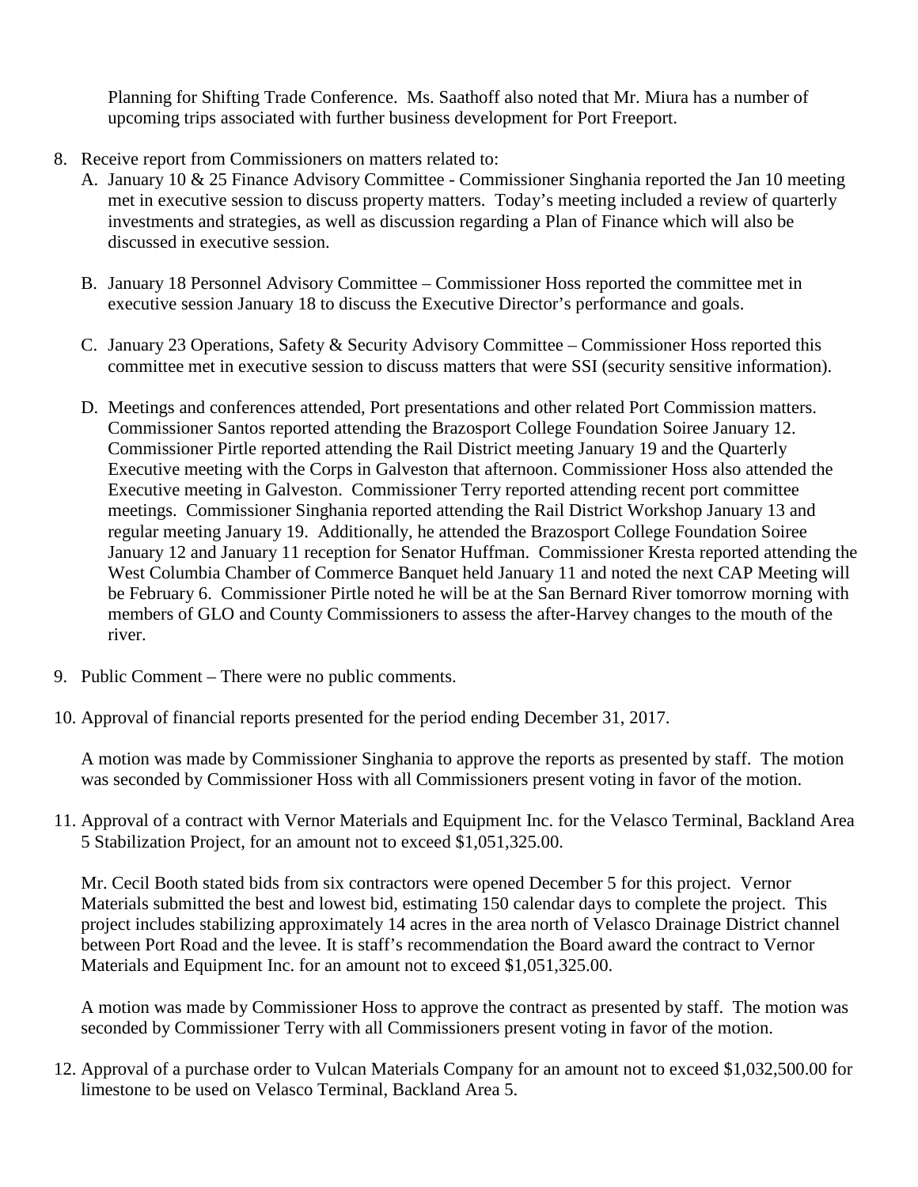Planning for Shifting Trade Conference. Ms. Saathoff also noted that Mr. Miura has a number of upcoming trips associated with further business development for Port Freeport.

8. Receive report from Commissioners on matters related to:
   A. January 10 & 25 Finance Advisory Committee - Commissioner Singhania reported the Jan 10 meeting met in executive session to discuss property matters. Today's meeting included a review of quarterly investments and strategies, as well as discussion regarding a Plan of Finance which will also be discussed in executive session.

   B. January 18 Personnel Advisory Committee – Commissioner Hoss reported the committee met in executive session January 18 to discuss the Executive Director's performance and goals.

   C. January 23 Operations, Safety & Security Advisory Committee – Commissioner Hoss reported this committee met in executive session to discuss matters that were SSI (security sensitive information).

   D. Meetings and conferences attended, Port presentations and other related Port Commission matters. Commissioner Santos reported attending the Brazosport College Foundation Soiree January 12. Commissioner Pirtle reported attending the Rail District meeting January 19 and the Quarterly Executive meeting with the Corps in Galveston that afternoon. Commissioner Hoss also attended the Executive meeting in Galveston. Commissioner Terry reported attending recent port committee meetings. Commissioner Singhania reported attending the Rail District Workshop January 13 and regular meeting January 19. Additionally, he attended the Brazosport College Foundation Soiree January 12 and January 11 reception for Senator Huffman. Commissioner Kresta reported attending the West Columbia Chamber of Commerce Banquet held January 11 and noted the next CAP Meeting will be February 6. Commissioner Pirtle noted he will be at the San Bernard River tomorrow morning with members of GLO and County Commissioners to assess the after-Harvey changes to the mouth of the river.

9. Public Comment – There were no public comments.

10. Approval of financial reports presented for the period ending December 31, 2017.

    A motion was made by Commissioner Singhania to approve the reports as presented by staff. The motion was seconded by Commissioner Hoss with all Commissioners present voting in favor of the motion.

11. Approval of a contract with Vernor Materials and Equipment Inc. for the Velasco Terminal, Backland Area 5 Stabilization Project, for an amount not to exceed $1,051,325.00.

    Mr. Cecil Booth stated bids from six contractors were opened December 5 for this project. Vernor Materials submitted the best and lowest bid, estimating 150 calendar days to complete the project. This project includes stabilizing approximately 14 acres in the area north of Velasco Drainage District channel between Port Road and the levee. It is staff's recommendation the Board award the contract to Vernor Materials and Equipment Inc. for an amount not to exceed $1,051,325.00.

    A motion was made by Commissioner Hoss to approve the contract as presented by staff. The motion was seconded by Commissioner Terry with all Commissioners present voting in favor of the motion.

12. Approval of a purchase order to Vulcan Materials Company for an amount not to exceed $1,032,500.00 for limestone to be used on Velasco Terminal, Backland Area 5.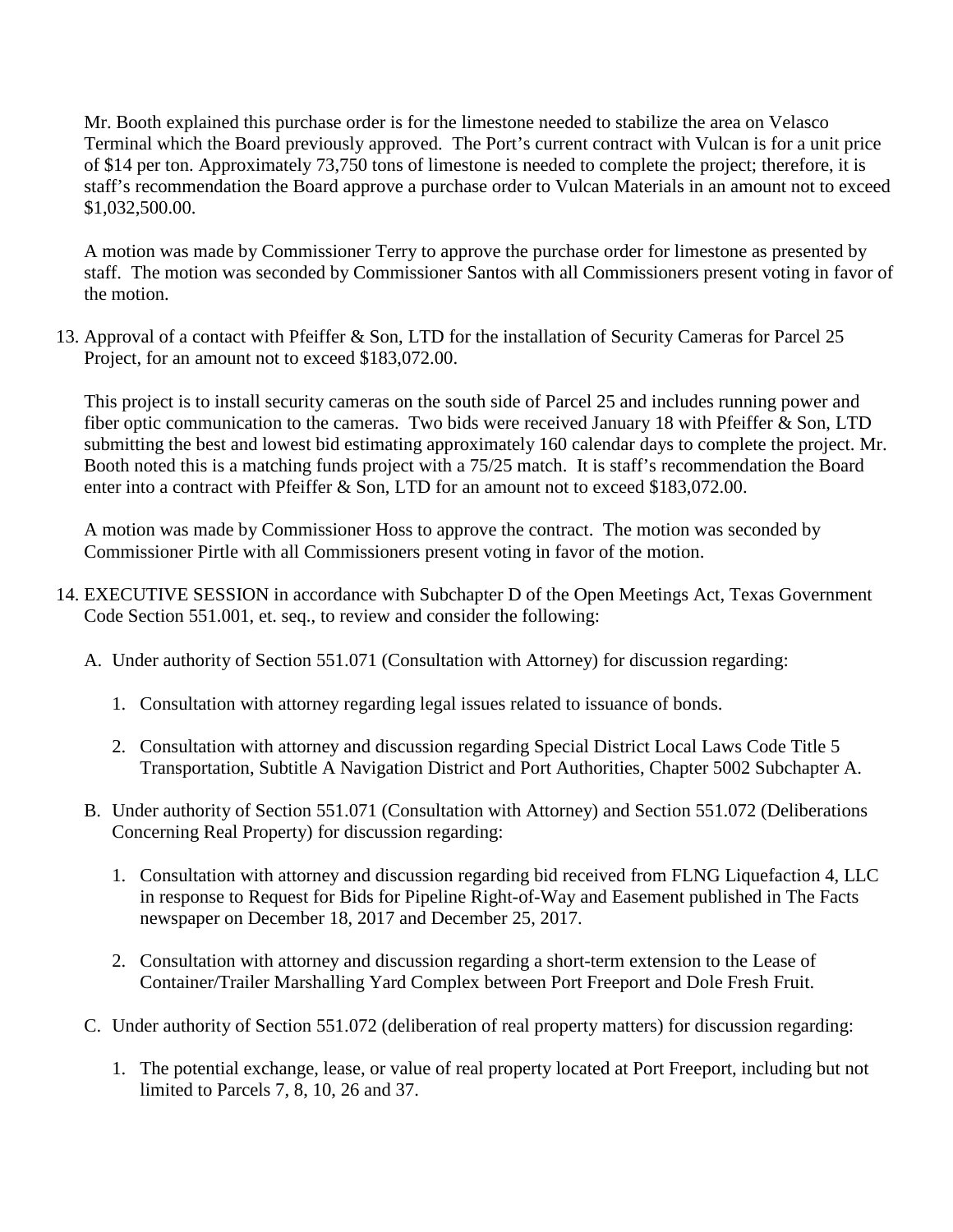Mr. Booth explained this purchase order is for the limestone needed to stabilize the area on Velasco Terminal which the Board previously approved. The Port's current contract with Vulcan is for a unit price of $14 per ton. Approximately 73,750 tons of limestone is needed to complete the project; therefore, it is staff's recommendation the Board approve a purchase order to Vulcan Materials in an amount not to exceed $1,032,500.00.

A motion was made by Commissioner Terry to approve the purchase order for limestone as presented by staff. The motion was seconded by Commissioner Santos with all Commissioners present voting in favor of the motion.

13. Approval of a contact with Pfeiffer & Son, LTD for the installation of Security Cameras for Parcel 25 Project, for an amount not to exceed $183,072.00.

    This project is to install security cameras on the south side of Parcel 25 and includes running power and fiber optic communication to the cameras. Two bids were received January 18 with Pfeiffer & Son, LTD submitting the best and lowest bid estimating approximately 160 calendar days to complete the project. Mr. Booth noted this is a matching funds project with a 75/25 match. It is staff's recommendation the Board enter into a contract with Pfeiffer & Son, LTD for an amount not to exceed $183,072.00.

    A motion was made by Commissioner Hoss to approve the contract. The motion was seconded by Commissioner Pirtle with all Commissioners present voting in favor of the motion.

14. EXECUTIVE SESSION in accordance with Subchapter D of the Open Meetings Act, Texas Government Code Section 551.001, et. seq., to review and consider the following:

    A. Under authority of Section 551.071 (Consultation with Attorney) for discussion regarding:

        1. Consultation with attorney regarding legal issues related to issuance of bonds.

        2. Consultation with attorney and discussion regarding Special District Local Laws Code Title 5 Transportation, Subtitle A Navigation District and Port Authorities, Chapter 5002 Subchapter A.

    B. Under authority of Section 551.071 (Consultation with Attorney) and Section 551.072 (Deliberations Concerning Real Property) for discussion regarding:

        1. Consultation with attorney and discussion regarding bid received from FLNG Liquefaction 4, LLC in response to Request for Bids for Pipeline Right-of-Way and Easement published in The Facts newspaper on December 18, 2017 and December 25, 2017.

        2. Consultation with attorney and discussion regarding a short-term extension to the Lease of Container/Trailer Marshalling Yard Complex between Port Freeport and Dole Fresh Fruit.

    C. Under authority of Section 551.072 (deliberation of real property matters) for discussion regarding:

        1. The potential exchange, lease, or value of real property located at Port Freeport, including but not limited to Parcels 7, 8, 10, 26 and 37.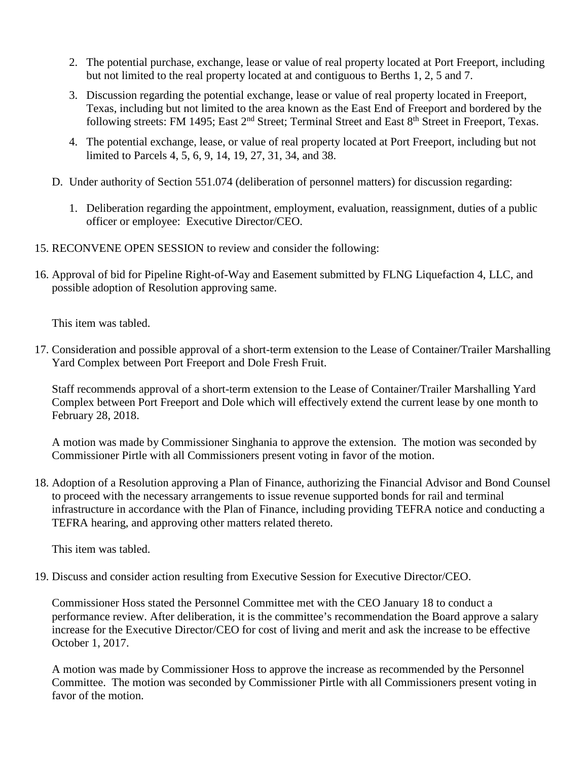2. The potential purchase, exchange, lease or value of real property located at Port Freeport, including but not limited to the real property located at and contiguous to Berths 1, 2, 5 and 7.
3. Discussion regarding the potential exchange, lease or value of real property located in Freeport, Texas, including but not limited to the area known as the East End of Freeport and bordered by the following streets: FM 1495; East 2nd Street; Terminal Street and East 8th Street in Freeport, Texas.
4. The potential exchange, lease, or value of real property located at Port Freeport, including but not limited to Parcels 4, 5, 6, 9, 14, 19, 27, 31, 34, and 38.

D. Under authority of Section 551.074 (deliberation of personnel matters) for discussion regarding:

1. Deliberation regarding the appointment, employment, evaluation, reassignment, duties of a public officer or employee: Executive Director/CEO.

15. RECONVENE OPEN SESSION to review and consider the following:

16. Approval of bid for Pipeline Right-of-Way and Easement submitted by FLNG Liquefaction 4, LLC, and possible adoption of Resolution approving same.

    This item was tabled.

17. Consideration and possible approval of a short-term extension to the Lease of Container/Trailer Marshalling Yard Complex between Port Freeport and Dole Fresh Fruit.

    Staff recommends approval of a short-term extension to the Lease of Container/Trailer Marshalling Yard Complex between Port Freeport and Dole which will effectively extend the current lease by one month to February 28, 2018.

    A motion was made by Commissioner Singhania to approve the extension. The motion was seconded by Commissioner Pirtle with all Commissioners present voting in favor of the motion.

18. Adoption of a Resolution approving a Plan of Finance, authorizing the Financial Advisor and Bond Counsel to proceed with the necessary arrangements to issue revenue supported bonds for rail and terminal infrastructure in accordance with the Plan of Finance, including providing TEFRA notice and conducting a TEFRA hearing, and approving other matters related thereto.

    This item was tabled.

19. Discuss and consider action resulting from Executive Session for Executive Director/CEO.

    Commissioner Hoss stated the Personnel Committee met with the CEO January 18 to conduct a performance review. After deliberation, it is the committee's recommendation the Board approve a salary increase for the Executive Director/CEO for cost of living and merit and ask the increase to be effective October 1, 2017.

    A motion was made by Commissioner Hoss to approve the increase as recommended by the Personnel Committee. The motion was seconded by Commissioner Pirtle with all Commissioners present voting in favor of the motion.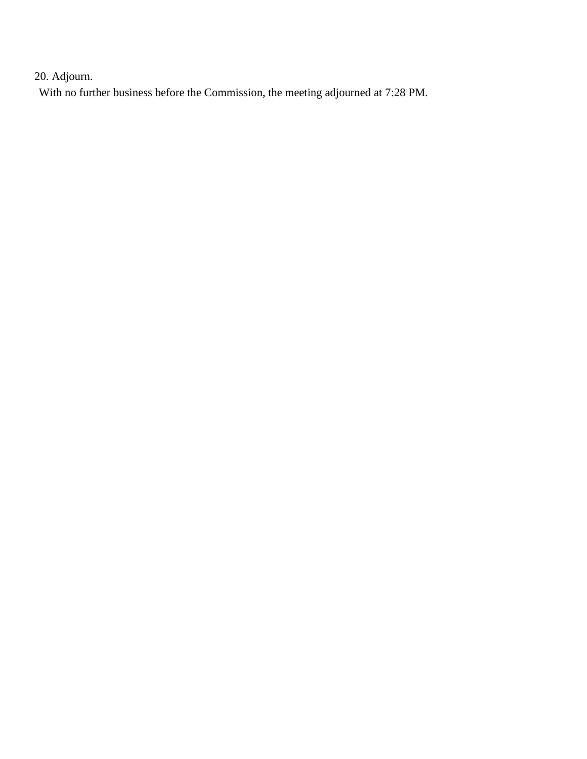20. Adjourn.

With no further business before the Commission, the meeting adjourned at 7:28 PM.